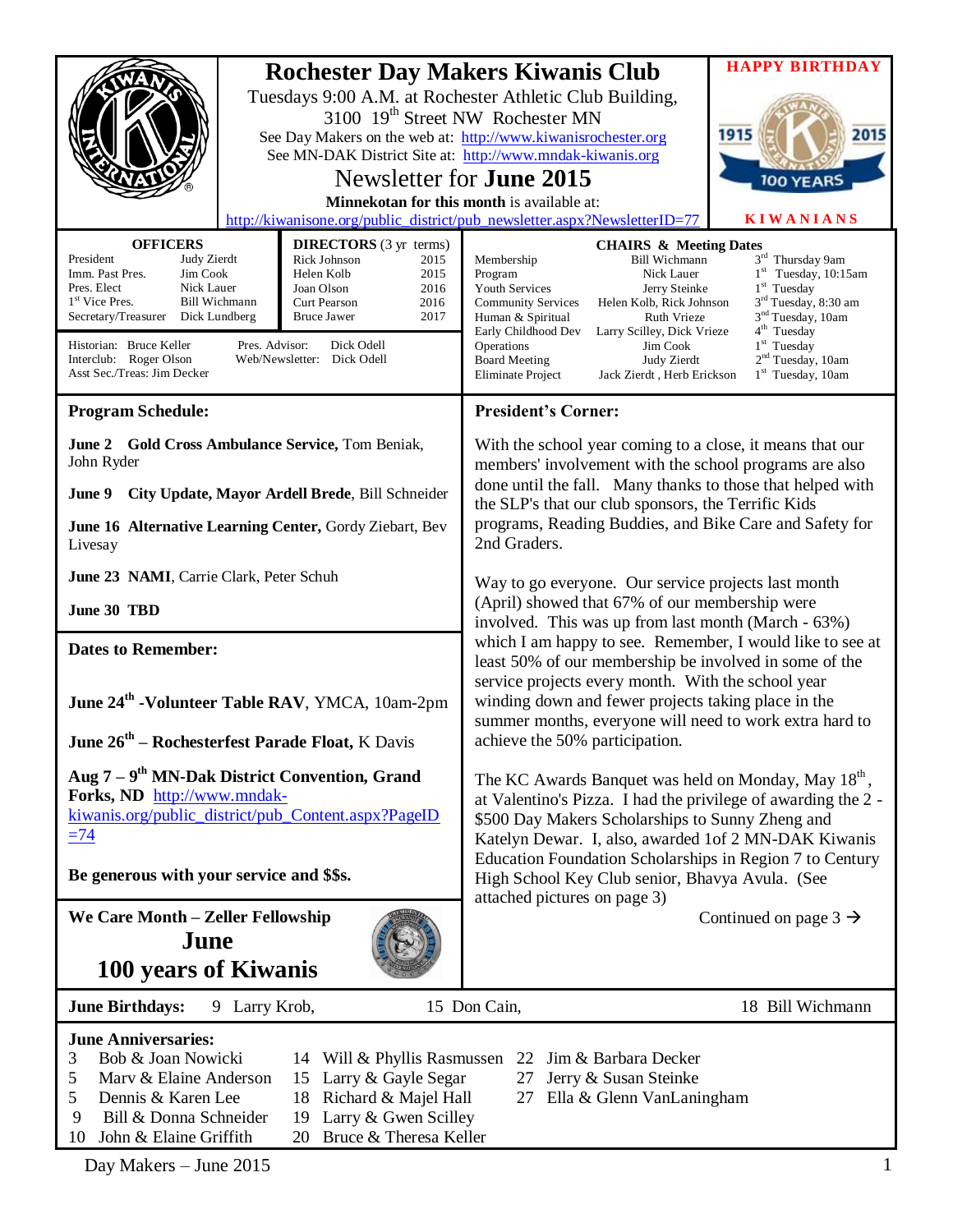# Rochester Day Makers Kiwanis Club

Tuesdays 9:00 A.M. at Rochester Athletic Club Building, 3100 19th Street NW Rochester MN

See Day Makers on the web at: http://www.kiwanisrochester.org

See MN-DAK District Site at: http://www.mndak-kiwanis.org

## Newsletter for June 2015

**Minnekotan for this month** is available at: http://kiwanisone.org/public_district/pub_newsletter.aspx?NewsletterID=77

**HAPPY BIRTHDAY** 1915 2015 100 YEARS **KIWANIANS**

| OFFICERS | |
|---|---|
| President | Judy Zierdt |
| Imm. Past Pres. | Jim Cook |
| Pres. Elect | Nick Lauer |
| 1st Vice Pres. | Bill Wichmann |
| Secretary/Treasurer | Dick Lundberg |

| DIRECTORS (3 yr terms) | |
|---|---|
| Rick Johnson | 2015 |
| Helen Kolb | 2015 |
| Joan Olson | 2016 |
| Curt Pearson | 2016 |
| Bruce Jawer | 2017 |

Historian: Bruce Keller
Interclub: Roger Olson
Asst Sec./Treas: Jim Decker
Pres. Advisor: Dick Odell
Web/Newsletter: Dick Odell

| CHAIRS & Meeting Dates | | |
|---|---|---|
| Membership | Bill Wichmann | 3rd Thursday 9am |
| Program | Nick Lauer | 1st Tuesday, 10:15am |
| Youth Services | Jerry Steinke | 1st Tuesday |
| Community Services | Helen Kolb, Rick Johnson | 3rd Tuesday, 8:30 am |
| Human & Spiritual | Ruth Vrieze | 3nd Tuesday, 10am |
| Early Childhood Dev | Larry Scilley, Dick Vrieze | 4th Tuesday |
| Operations | Jim Cook | 1st Tuesday |
| Board Meeting | Judy Zierdt | 2nd Tuesday, 10am |
| Eliminate Project | Jack Zierdt , Herb Erickson | 1st Tuesday, 10am |

## Program Schedule:

**June 2 Gold Cross Ambulance Service,** Tom Beniak, John Ryder

**June 9 City Update, Mayor Ardell Brede**, Bill Schneider

**June 16 Alternative Learning Center,** Gordy Ziebart, Bev Livesay

**June 23 NAMI**, Carrie Clark, Peter Schuh

**June 30 TBD**

## Dates to Remember:

**June 24th -Volunteer Table RAV**, YMCA, 10am-2pm

**June 26th – Rochesterfest Parade Float,** K Davis

**Aug 7 – 9th MN-Dak District Convention, Grand Forks, ND** http://www.mndak-kiwanis.org/public_district/pub_Content.aspx?PageID=74

**Be generous with your service and $$s.**

**We Care Month – Zeller Fellowship**

**June**

**100 years of Kiwanis**

## President's Corner:

With the school year coming to a close, it means that our members' involvement with the school programs are also done until the fall. Many thanks to those that helped with the SLP's that our club sponsors, the Terrific Kids programs, Reading Buddies, and Bike Care and Safety for 2nd Graders.

Way to go everyone. Our service projects last month (April) showed that 67% of our membership were involved. This was up from last month (March - 63%) which I am happy to see. Remember, I would like to see at least 50% of our membership be involved in some of the service projects every month. With the school year winding down and fewer projects taking place in the summer months, everyone will need to work extra hard to achieve the 50% participation.

The KC Awards Banquet was held on Monday, May 18th, at Valentino's Pizza. I had the privilege of awarding the 2 - $500 Day Makers Scholarships to Sunny Zheng and Katelyn Dewar. I, also, awarded 1of 2 MN-DAK Kiwanis Education Foundation Scholarships in Region 7 to Century High School Key Club senior, Bhavya Avula. (See attached pictures on page 3)

Continued on page 3 →

**June Birthdays:** 9 Larry Krob, 15 Don Cain, 18 Bill Wichmann

**June Anniversaries:**

3 Bob & Joan Nowicki
5 Marv & Elaine Anderson
5 Dennis & Karen Lee
9 Bill & Donna Schneider
10 John & Elaine Griffith
14 Will & Phyllis Rasmussen
15 Larry & Gayle Segar
18 Richard & Majel Hall
19 Larry & Gwen Scilley
20 Bruce & Theresa Keller
22 Jim & Barbara Decker
27 Jerry & Susan Steinke
27 Ella & Glenn VanLaningham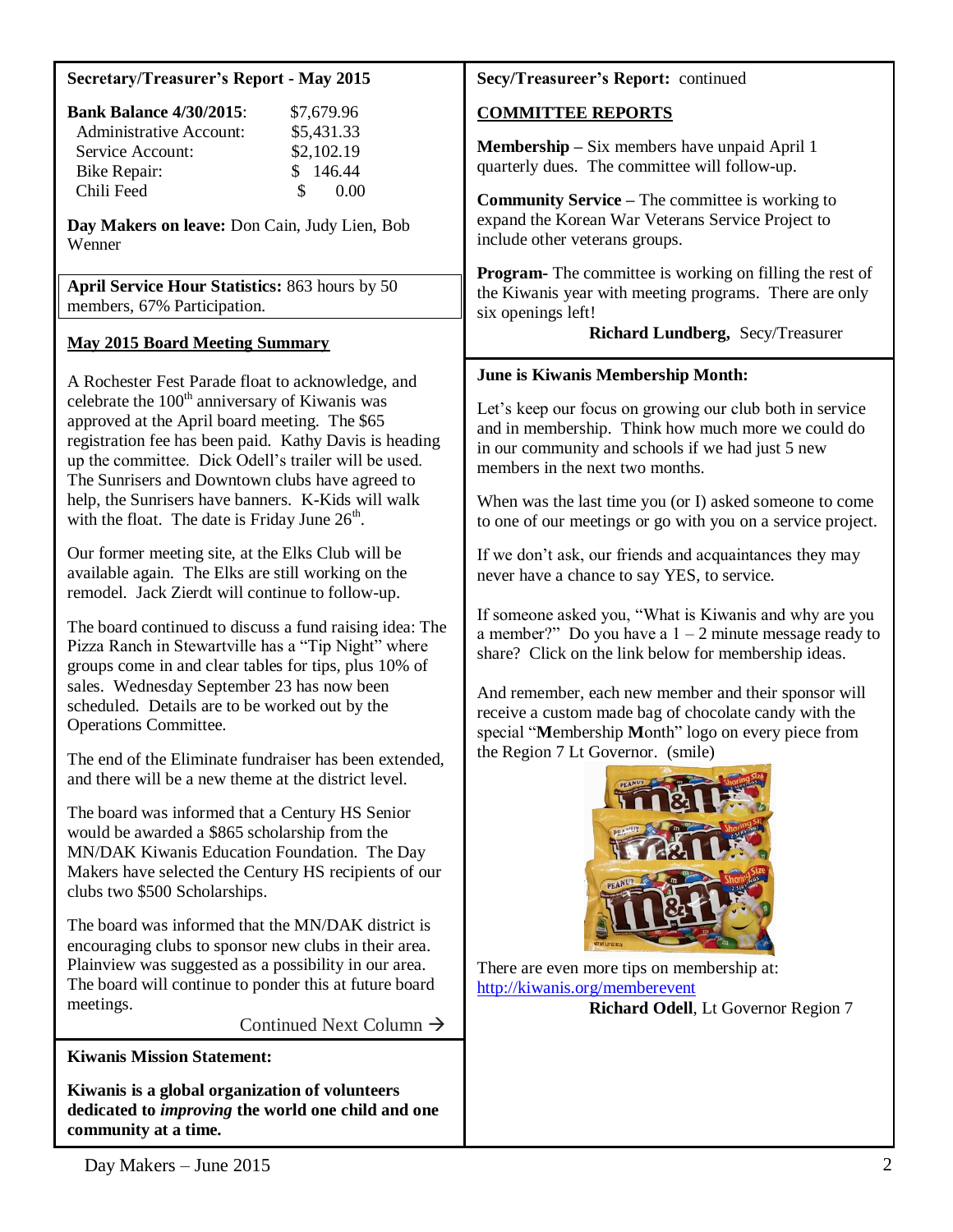**Secretary/Treasurer's Report - May 2015**

| **Bank Balance 4/30/2015**: | $7,679.96 |
|---|---|
| Administrative Account: | $5,431.33 |
| Service Account: | $2,102.19 |
| Bike Repair: | $ 146.44 |
| Chili Feed | $ 0.00 |

**Day Makers on leave:** Don Cain, Judy Lien, Bob Wenner

**April Service Hour Statistics:** 863 hours by 50 members, 67% Participation.

**May 2015 Board Meeting Summary**

A Rochester Fest Parade float to acknowledge, and celebrate the 100th anniversary of Kiwanis was approved at the April board meeting. The $65 registration fee has been paid. Kathy Davis is heading up the committee. Dick Odell's trailer will be used. The Sunrisers and Downtown clubs have agreed to help, the Sunrisers have banners. K-Kids will walk with the float. The date is Friday June 26th.

Our former meeting site, at the Elks Club will be available again. The Elks are still working on the remodel. Jack Zierdt will continue to follow-up.

The board continued to discuss a fund raising idea: The Pizza Ranch in Stewartville has a "Tip Night" where groups come in and clear tables for tips, plus 10% of sales. Wednesday September 23 has now been scheduled. Details are to be worked out by the Operations Committee.

The end of the Eliminate fundraiser has been extended, and there will be a new theme at the district level.

The board was informed that a Century HS Senior would be awarded a $865 scholarship from the MN/DAK Kiwanis Education Foundation. The Day Makers have selected the Century HS recipients of our clubs two $500 Scholarships.

The board was informed that the MN/DAK district is encouraging clubs to sponsor new clubs in their area. Plainview was suggested as a possibility in our area. The board will continue to ponder this at future board meetings.

Continued Next Column →

**Secy/Treasureer's Report:** continued

**COMMITTEE REPORTS**

**Membership –** Six members have unpaid April 1 quarterly dues. The committee will follow-up.

**Community Service –** The committee is working to expand the Korean War Veterans Service Project to include other veterans groups.

**Program-** The committee is working on filling the rest of the Kiwanis year with meeting programs. There are only six openings left!

**Richard Lundberg,** Secy/Treasurer

**Kiwanis Mission Statement:**

**Kiwanis is a global organization of volunteers dedicated to *improving* the world one child and one community at a time.**

**June is Kiwanis Membership Month:**

Let's keep our focus on growing our club both in service and in membership. Think how much more we could do in our community and schools if we had just 5 new members in the next two months.

When was the last time you (or I) asked someone to come to one of our meetings or go with you on a service project.

If we don't ask, our friends and acquaintances they may never have a chance to say YES, to service.

If someone asked you, "What is Kiwanis and why are you a member?" Do you have a 1 – 2 minute message ready to share? Click on the link below for membership ideas.

And remember, each new member and their sponsor will receive a custom made bag of chocolate candy with the special "**M**embership **M**onth" logo on every piece from the Region 7 Lt Governor. (smile)

There are even more tips on membership at: http://kiwanis.org/memberevent

**Richard Odell**, Lt Governor Region 7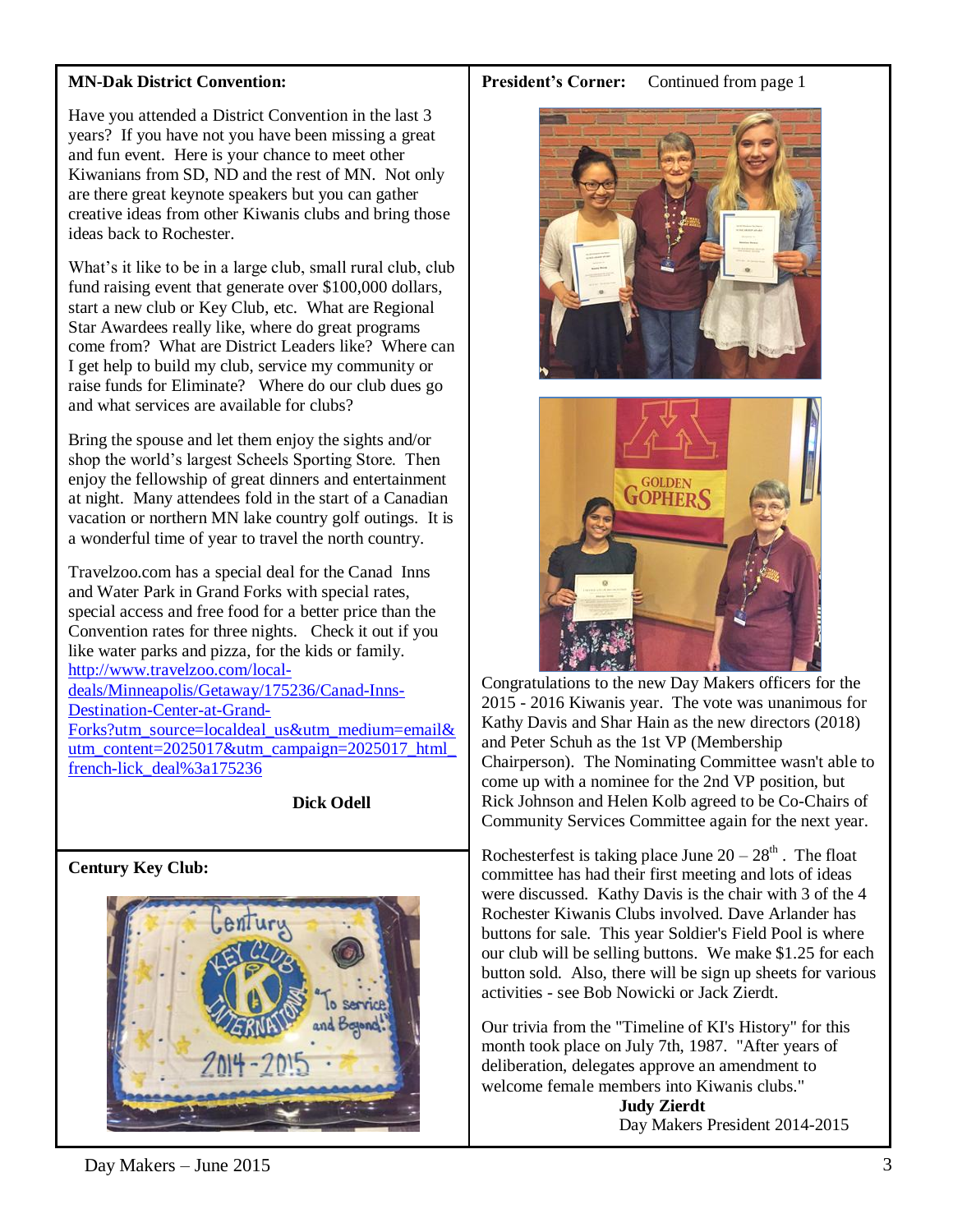## MN-Dak District Convention:

Have you attended a District Convention in the last 3 years? If you have not you have been missing a great and fun event. Here is your chance to meet other Kiwanians from SD, ND and the rest of MN. Not only are there great keynote speakers but you can gather creative ideas from other Kiwanis clubs and bring those ideas back to Rochester.

What's it like to be in a large club, small rural club, club fund raising event that generate over $100,000 dollars, start a new club or Key Club, etc. What are Regional Star Awardees really like, where do great programs come from? What are District Leaders like? Where can I get help to build my club, service my community or raise funds for Eliminate? Where do our club dues go and what services are available for clubs?

Bring the spouse and let them enjoy the sights and/or shop the world's largest Scheels Sporting Store. Then enjoy the fellowship of great dinners and entertainment at night. Many attendees fold in the start of a Canadian vacation or northern MN lake country golf outings. It is a wonderful time of year to travel the north country.

Travelzoo.com has a special deal for the Canad Inns and Water Park in Grand Forks with special rates, special access and free food for a better price than the Convention rates for three nights. Check it out if you like water parks and pizza, for the kids or family. http://www.travelzoo.com/local-deals/Minneapolis/Getaway/175236/Canad-Inns-Destination-Center-at-Grand-Forks?utm_source=localdeal_us&utm_medium=email&utm_content=2025017&utm_campaign=2025017_html_french-lick_deal%3a175236

**Dick Odell**

## Century Key Club:

## President's Corner: Continued from page 1

Congratulations to the new Day Makers officers for the 2015 - 2016 Kiwanis year. The vote was unanimous for Kathy Davis and Shar Hain as the new directors (2018) and Peter Schuh as the 1st VP (Membership Chairperson). The Nominating Committee wasn't able to come up with a nominee for the 2nd VP position, but Rick Johnson and Helen Kolb agreed to be Co-Chairs of Community Services Committee again for the next year.

Rochesterfest is taking place June 20 – 28th. The float committee has had their first meeting and lots of ideas were discussed. Kathy Davis is the chair with 3 of the 4 Rochester Kiwanis Clubs involved. Dave Arlander has buttons for sale. This year Soldier's Field Pool is where our club will be selling buttons. We make $1.25 for each button sold. Also, there will be sign up sheets for various activities - see Bob Nowicki or Jack Zierdt.

Our trivia from the "Timeline of KI's History" for this month took place on July 7th, 1987. "After years of deliberation, delegates approve an amendment to welcome female members into Kiwanis clubs."

**Judy Zierdt**
Day Makers President 2014-2015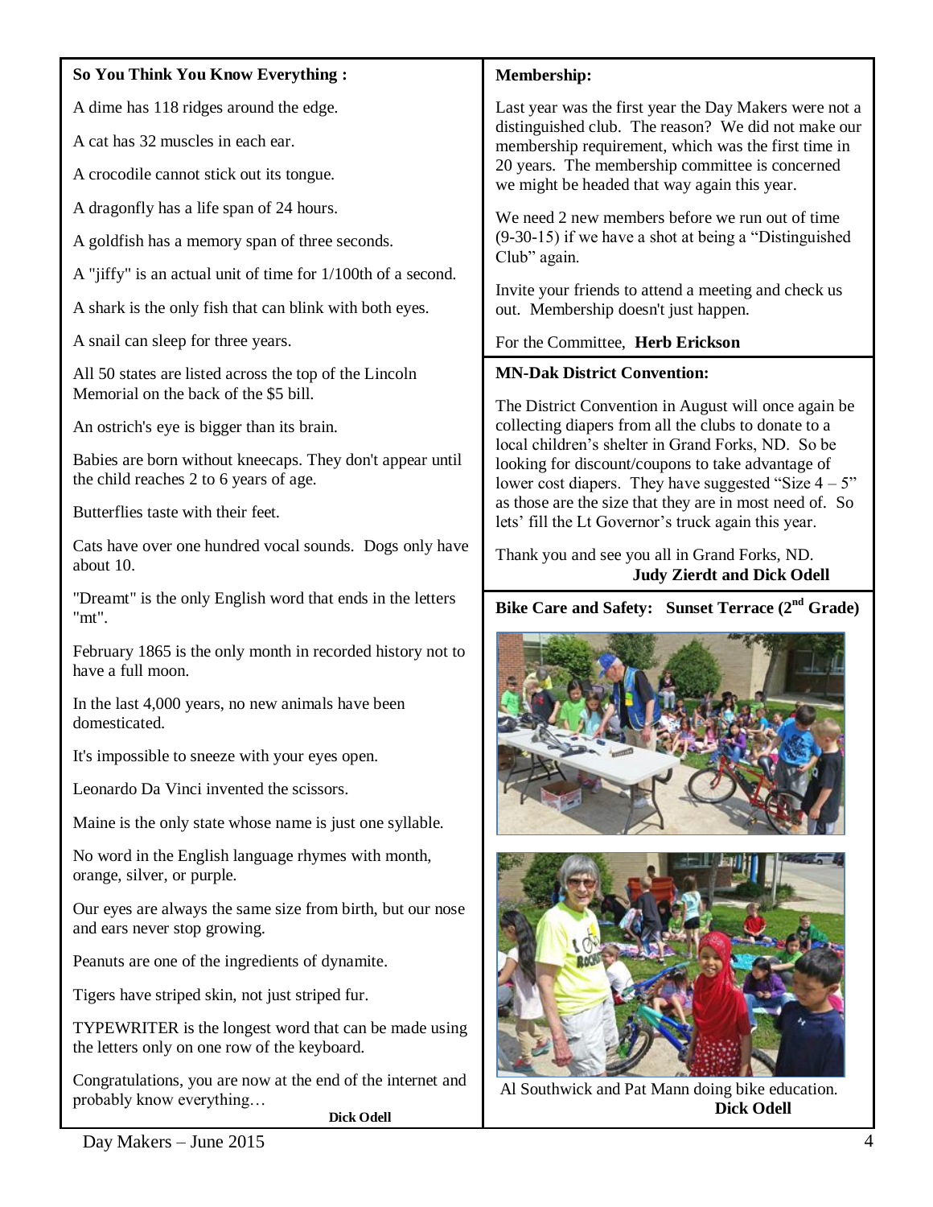## So You Think You Know Everything :

A dime has 118 ridges around the edge.

A cat has 32 muscles in each ear.

A crocodile cannot stick out its tongue.

A dragonfly has a life span of 24 hours.

A goldfish has a memory span of three seconds.

A "jiffy" is an actual unit of time for 1/100th of a second.

A shark is the only fish that can blink with both eyes.

A snail can sleep for three years.

All 50 states are listed across the top of the Lincoln Memorial on the back of the $5 bill.

An ostrich's eye is bigger than its brain.

Babies are born without kneecaps. They don't appear until the child reaches 2 to 6 years of age.

Butterflies taste with their feet.

Cats have over one hundred vocal sounds. Dogs only have about 10.

"Dreamt" is the only English word that ends in the letters "mt".

February 1865 is the only month in recorded history not to have a full moon.

In the last 4,000 years, no new animals have been domesticated.

It's impossible to sneeze with your eyes open.

Leonardo Da Vinci invented the scissors.

Maine is the only state whose name is just one syllable.

No word in the English language rhymes with month, orange, silver, or purple.

Our eyes are always the same size from birth, but our nose and ears never stop growing.

Peanuts are one of the ingredients of dynamite.

Tigers have striped skin, not just striped fur.

TYPEWRITER is the longest word that can be made using the letters only on one row of the keyboard.

Congratulations, you are now at the end of the internet and probably know everything…

**Dick Odell**

## Membership:

Last year was the first year the Day Makers were not a distinguished club. The reason? We did not make our membership requirement, which was the first time in 20 years. The membership committee is concerned we might be headed that way again this year.

We need 2 new members before we run out of time (9-30-15) if we have a shot at being a "Distinguished Club" again.

Invite your friends to attend a meeting and check us out. Membership doesn't just happen.

For the Committee, **Herb Erickson**

## MN-Dak District Convention:

The District Convention in August will once again be collecting diapers from all the clubs to donate to a local children's shelter in Grand Forks, ND. So be looking for discount/coupons to take advantage of lower cost diapers. They have suggested "Size 4 – 5" as those are the size that they are in most need of. So lets' fill the Lt Governor's truck again this year.

Thank you and see you all in Grand Forks, ND.

**Judy Zierdt and Dick Odell**

## Bike Care and Safety: Sunset Terrace (2nd Grade)

Al Southwick and Pat Mann doing bike education.

**Dick Odell**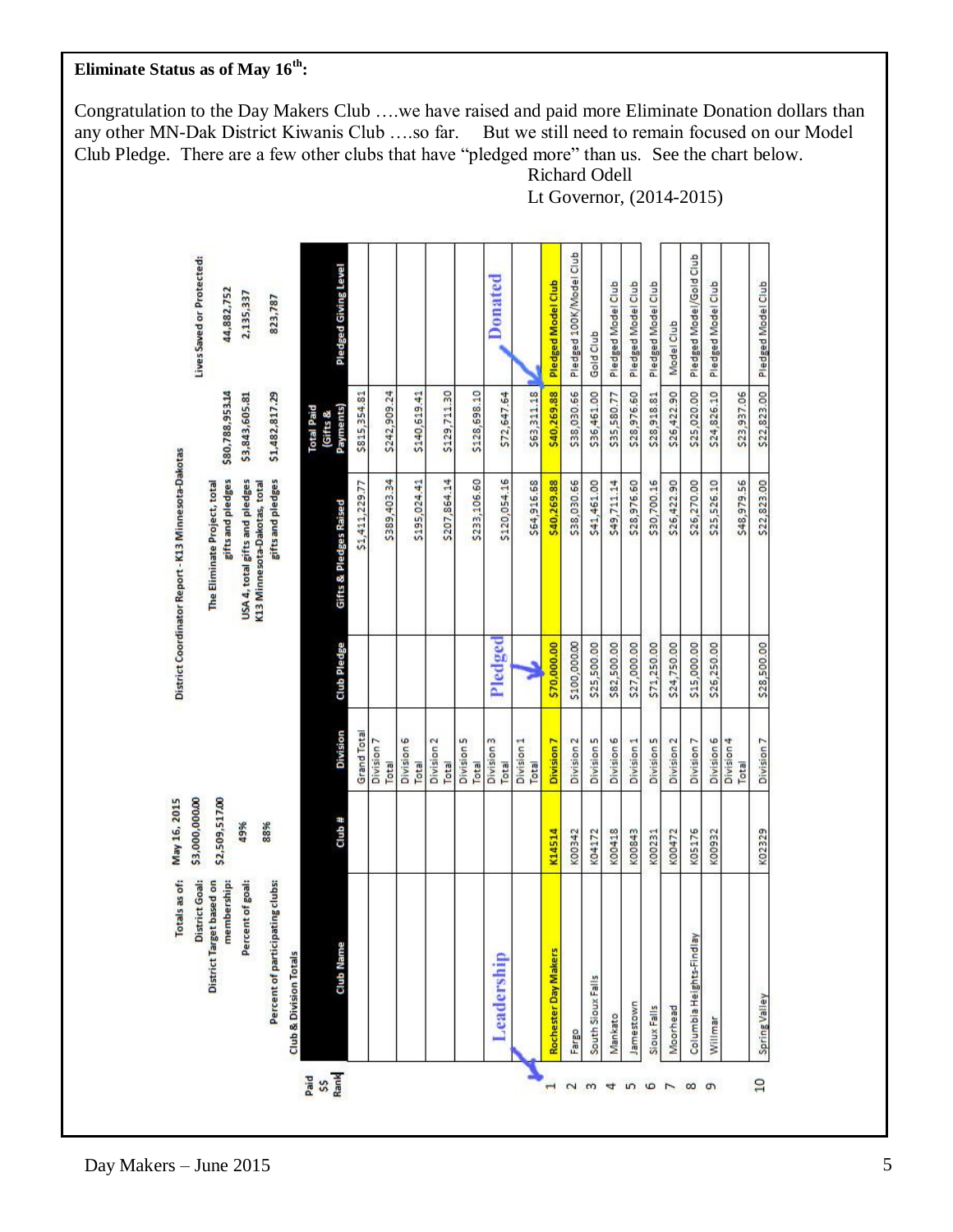**Eliminate Status as of May 16th:**

Congratulation to the Day Makers Club ….we have raised and paid more Eliminate Donation dollars than any other MN-Dak District Kiwanis Club ….so far. But we still need to remain focused on our Model Club Pledge. There are a few other clubs that have "pledged more" than us. See the chart below.

Richard Odell
Lt Governor, (2014-2015)

District Coordinator Report - K13 Minnesota-Dakotas

| | |
|---|---|
| Totals as of: | May 16, 2015 |
| District Goal: | $3,000,000.00 |
| District Target based on membership: | $2,509,517.00 |
| Percent of goal: | 49% |
| Percent of participating clubs: | 88% |

| | | Lives Saved or Protected: |
|---|---|---|
| The Eliminate Project, total gifts and pledges | $80,788,953.14 | 44,882,752 |
| USA 4, total gifts and pledges | $3,843,605.81 | 2,135,337 |
| K13 Minnesota-Dakotas, total gifts and pledges | $1,482,817.29 | 823,787 |

Club & Division Totals

| Paid $$ Rank | Club Name | Club # | Division | Club Pledge | Gifts & Pledges Raised | Total Paid (Gifts & Payments) | Pledged Giving Level |
|---|---|---|---|---|---|---|---|
| | | | Grand Total | | $1,411,229.77 | $815,354.81 | |
| | | | Division 7 Total | | $389,403.34 | $242,909.24 | |
| | | | Division 6 Total | | $195,024.41 | $140,619.41 | |
| | | | Division 2 Total | | $207,864.14 | $129,711.30 | |
| | | | Division 5 Total | | $233,106.60 | $128,698.10 | |
| | Leadership | | Division 3 Total | Pledged | $120,054.16 | $72,647.64 | Donated |
| | | | Division 1 Total | | $64,916.68 | $63,311.18 | |
| 1 | Rochester Day Makers | K14514 | Division 7 | $70,000.00 | $40,269.88 | $40,269.88 | Pledged Model Club |
| 2 | Fargo | K00342 | Division 2 | $100,000.00 | $38,030.66 | $38,030.66 | Pledged 100K/Model Club |
| 3 | South Sioux Falls | K04172 | Division 5 | $25,500.00 | $41,461.00 | $36,461.00 | Gold Club |
| 4 | Mankato | K00418 | Division 6 | $82,500.00 | $49,711.14 | $35,580.77 | Pledged Model Club |
| 5 | Jamestown | K00843 | Division 1 | $27,000.00 | $28,976.60 | $28,976.60 | Pledged Model Club |
| 6 | Sioux Falls | K00231 | Division 5 | $71,250.00 | $30,700.16 | $28,918.81 | Pledged Model Club |
| 7 | Moorhead | K00472 | Division 2 | $24,750.00 | $26,422.90 | $26,422.90 | Model Club |
| 8 | Columbia Heights-Findlay | K05176 | Division 7 | $15,000.00 | $26,270.00 | $25,020.00 | Pledged Model/Gold Club |
| 9 | Willmar | K00932 | Division 6 | $26,250.00 | $25,526.10 | $24,826.10 | Pledged Model Club |
| | | | Division 4 Total | | $48,979.56 | $23,937.06 | |
| 10 | Spring Valley | K02329 | Division 7 | $28,500.00 | $22,823.00 | $22,823.00 | Pledged Model Club |